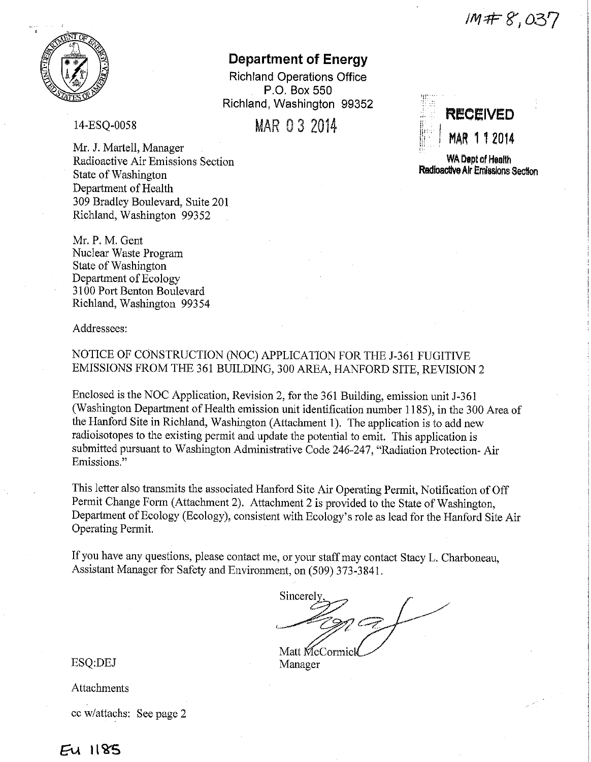IM# 8,037

**Department of Energy**

Richland Operations Office
P.O. Box 550
Richland, Washington 99352

14-ESQ-0058

MAR 03 2014

**RECEIVED**
**MAR 11 2014**
**WA Dept of Health**
**Radioactive Air Emissions Section**

Mr. J. Martell, Manager
Radioactive Air Emissions Section
State of Washington
Department of Health
309 Bradley Boulevard, Suite 201
Richland, Washington 99352

Mr. P. M. Gent
Nuclear Waste Program
State of Washington
Department of Ecology
3100 Port Benton Boulevard
Richland, Washington 99354

Addressees:

NOTICE OF CONSTRUCTION (NOC) APPLICATION FOR THE J-361 FUGITIVE EMISSIONS FROM THE 361 BUILDING, 300 AREA, HANFORD SITE, REVISION 2

Enclosed is the NOC Application, Revision 2, for the 361 Building, emission unit J-361 (Washington Department of Health emission unit identification number 1185), in the 300 Area of the Hanford Site in Richland, Washington (Attachment 1). The application is to add new radioisotopes to the existing permit and update the potential to emit. This application is submitted pursuant to Washington Administrative Code 246-247, "Radiation Protection- Air Emissions."

This letter also transmits the associated Hanford Site Air Operating Permit, Notification of Off Permit Change Form (Attachment 2). Attachment 2 is provided to the State of Washington, Department of Ecology (Ecology), consistent with Ecology's role as lead for the Hanford Site Air Operating Permit.

If you have any questions, please contact me, or your staff may contact Stacy L. Charboneau, Assistant Manager for Safety and Environment, on (509) 373-3841.

Sincerely,

Matt McCormick
Manager

ESQ:DEJ

Attachments

cc w/attachs: See page 2

EU 1185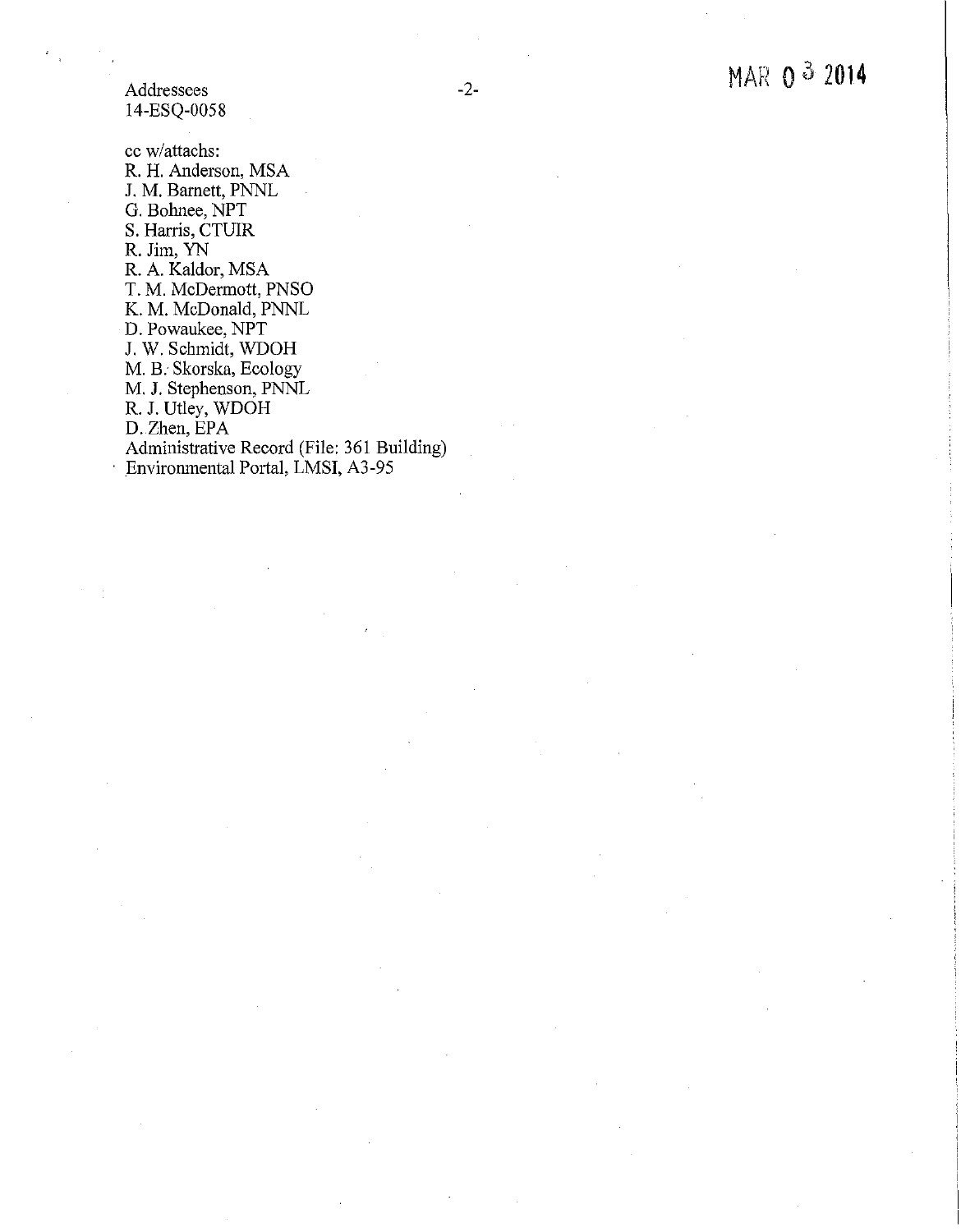Addressees
14-ESQ-0058

MAR 03 2014

cc w/attachs:
R. H. Anderson, MSA
J. M. Barnett, PNNL
G. Bohnee, NPT
S. Harris, CTUIR
R. Jim, YN
R. A. Kaldor, MSA
T. M. McDermott, PNSO
K. M. McDonald, PNNL
D. Powaukee, NPT
J. W. Schmidt, WDOH
M. B. Skorska, Ecology
M. J. Stephenson, PNNL
R. J. Utley, WDOH
D. Zhen, EPA
Administrative Record (File: 361 Building)
Environmental Portal, LMSI, A3-95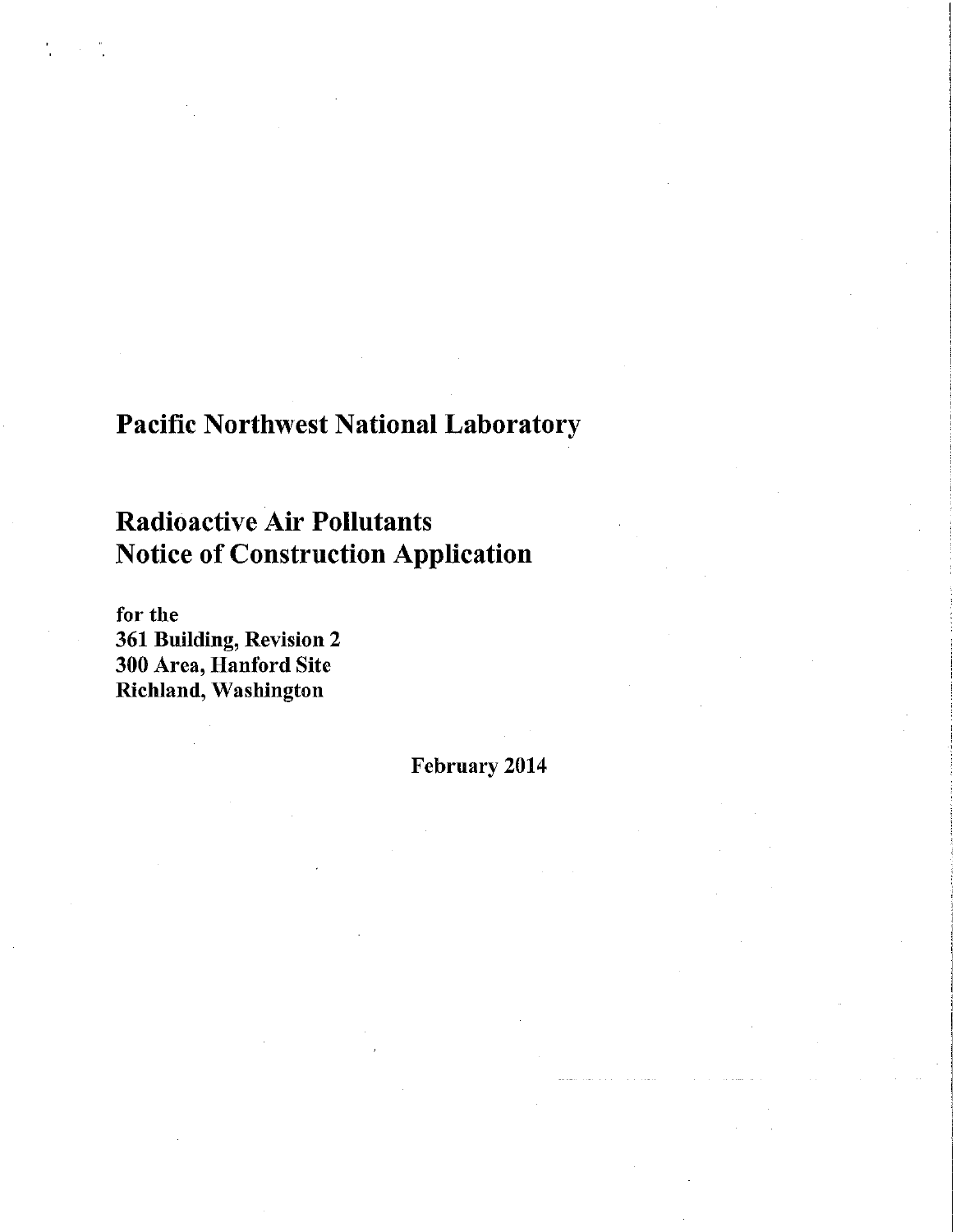# Pacific Northwest National Laboratory

## Radioactive Air Pollutants
## Notice of Construction Application

**for the**
**361 Building, Revision 2**
**300 Area, Hanford Site**
**Richland, Washington**

**February 2014**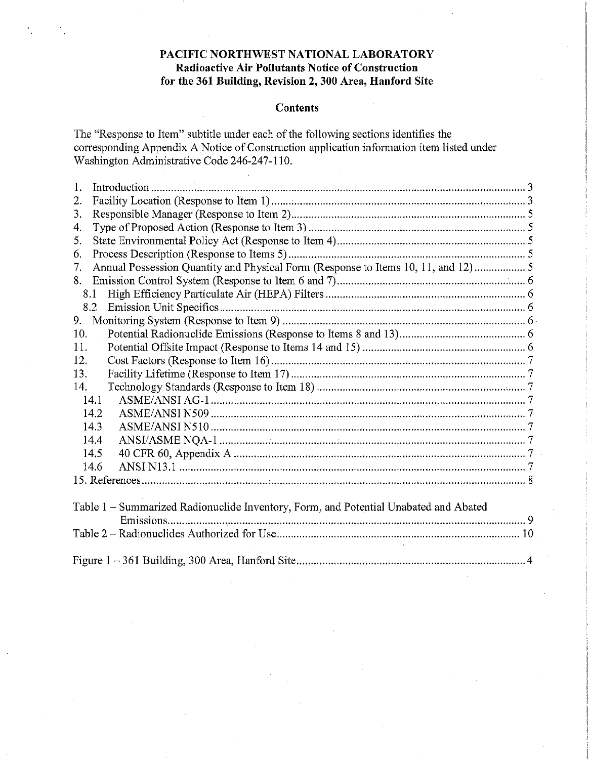**PACIFIC NORTHWEST NATIONAL LABORATORY**
**Radioactive Air Pollutants Notice of Construction**
**for the 361 Building, Revision 2, 300 Area, Hanford Site**

## Contents

The "Response to Item" subtitle under each of the following sections identifies the corresponding Appendix A Notice of Construction application information item listed under Washington Administrative Code 246-247-110.

1. Introduction ..... 3
2. Facility Location (Response to Item 1) ..... 3
3. Responsible Manager (Response to Item 2) ..... 5
4. Type of Proposed Action (Response to Item 3) ..... 5
5. State Environmental Policy Act (Response to Item 4) ..... 5
6. Process Description (Response to Items 5) ..... 5
7. Annual Possession Quantity and Physical Form (Response to Items 10, 11, and 12) ..... 5
8. Emission Control System (Response to Item 6 and 7) ..... 6
   - 8.1 High Efficiency Particulate Air (HEPA) Filters ..... 6
   - 8.2 Emission Unit Specifics ..... 6
9. Monitoring System (Response to Item 9) ..... 6
10. Potential Radionuclide Emissions (Response to Items 8 and 13) ..... 6
11. Potential Offsite Impact (Response to Items 14 and 15) ..... 6
12. Cost Factors (Response to Item 16) ..... 7
13. Facility Lifetime (Response to Item 17) ..... 7
14. Technology Standards (Response to Item 18) ..... 7
    - 14.1 ASME/ANSI AG-1 ..... 7
    - 14.2 ASME/ANSI N509 ..... 7
    - 14.3 ASME/ANSI N510 ..... 7
    - 14.4 ANSI/ASME NQA-1 ..... 7
    - 14.5 40 CFR 60, Appendix A ..... 7
    - 14.6 ANSI N13.1 ..... 7
15. References ..... 8

Table 1 – Summarized Radionuclide Inventory, Form, and Potential Unabated and Abated Emissions ..... 9

Table 2 – Radionuclides Authorized for Use ..... 10

Figure 1 – 361 Building, 300 Area, Hanford Site ..... 4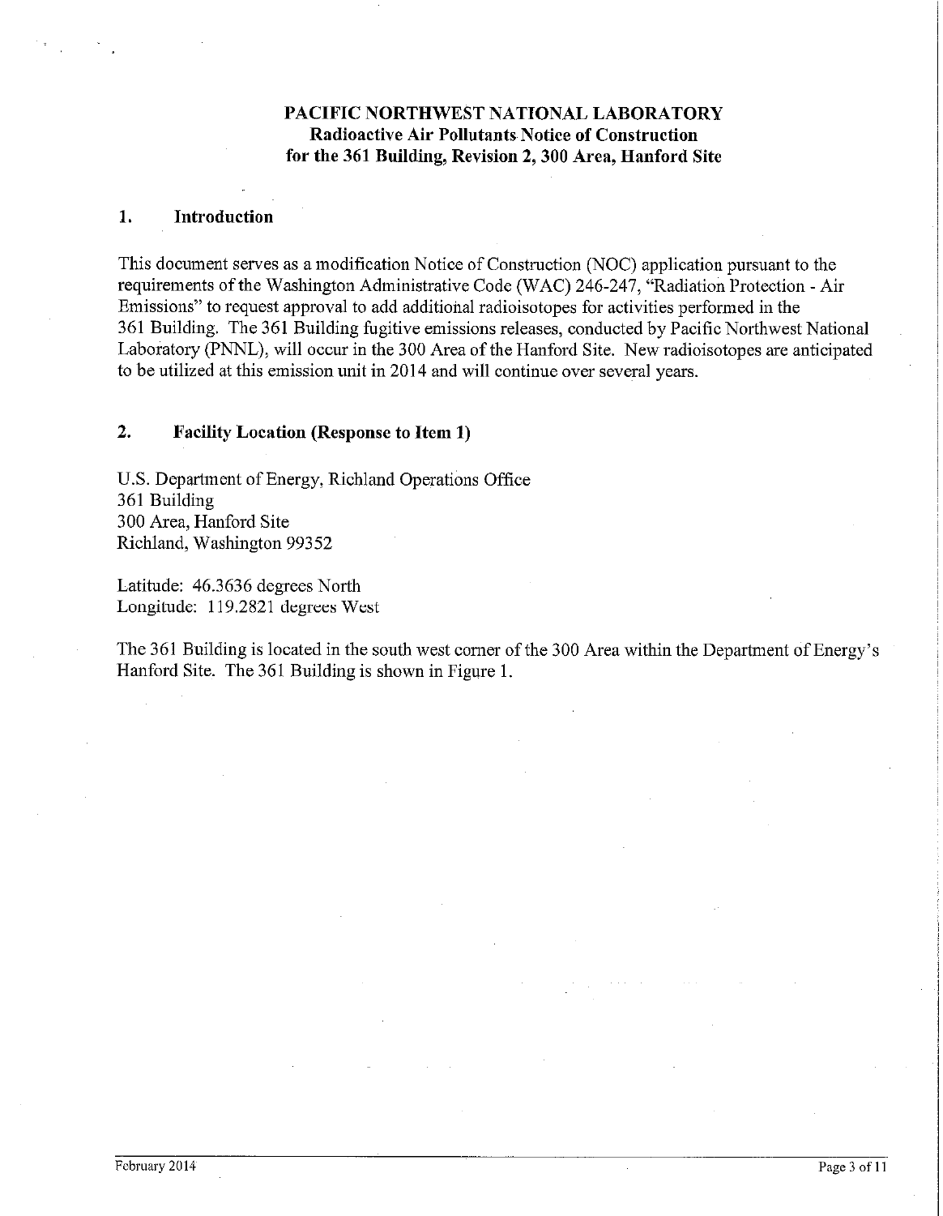**PACIFIC NORTHWEST NATIONAL LABORATORY**
**Radioactive Air Pollutants Notice of Construction**
**for the 361 Building, Revision 2, 300 Area, Hanford Site**

## 1. Introduction

This document serves as a modification Notice of Construction (NOC) application pursuant to the requirements of the Washington Administrative Code (WAC) 246-247, "Radiation Protection - Air Emissions" to request approval to add additional radioisotopes for activities performed in the 361 Building. The 361 Building fugitive emissions releases, conducted by Pacific Northwest National Laboratory (PNNL), will occur in the 300 Area of the Hanford Site. New radioisotopes are anticipated to be utilized at this emission unit in 2014 and will continue over several years.

## 2. Facility Location (Response to Item 1)

U.S. Department of Energy, Richland Operations Office
361 Building
300 Area, Hanford Site
Richland, Washington 99352

Latitude: 46.3636 degrees North
Longitude: 119.2821 degrees West

The 361 Building is located in the south west corner of the 300 Area within the Department of Energy's Hanford Site. The 361 Building is shown in Figure 1.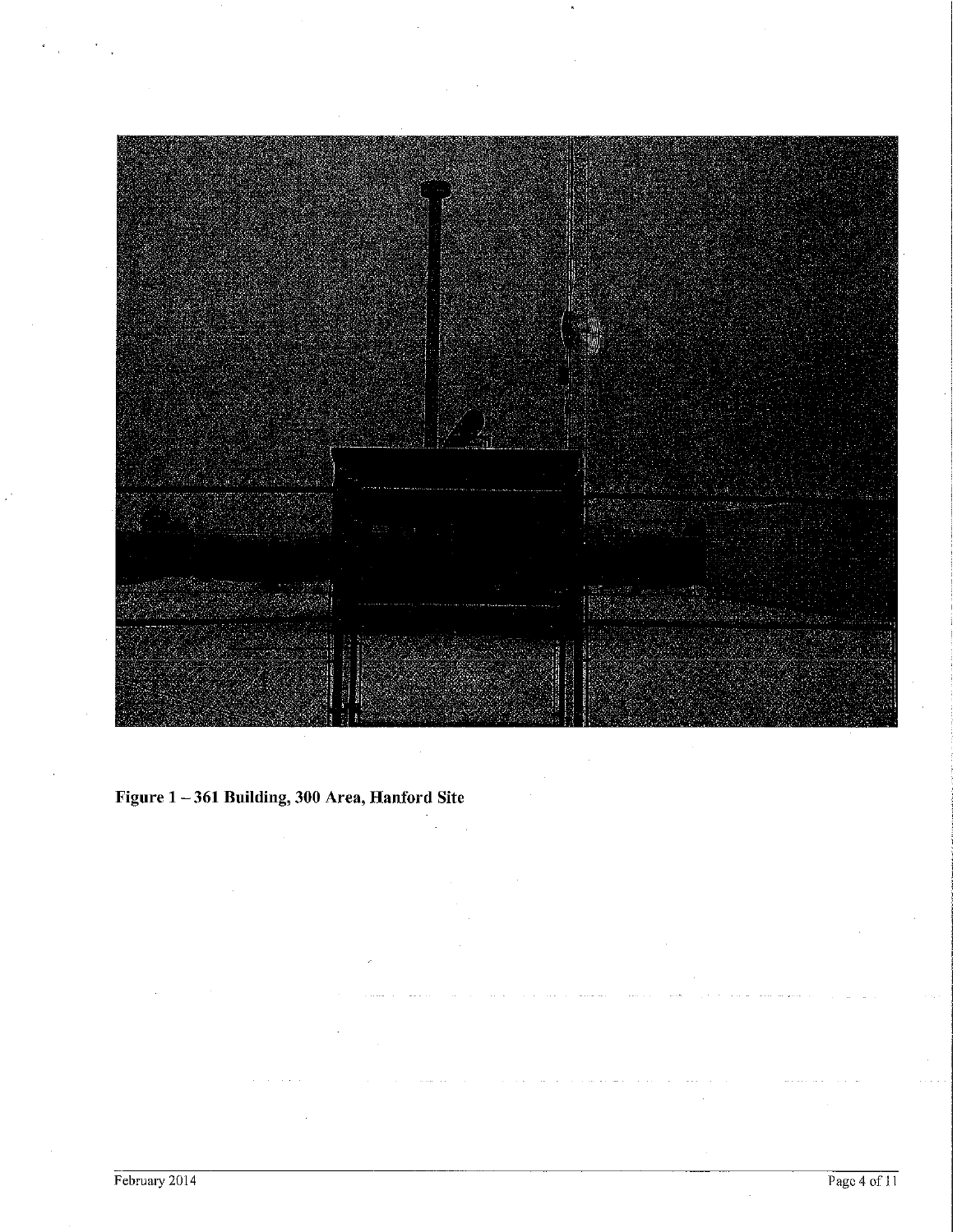**Figure 1 – 361 Building, 300 Area, Hanford Site**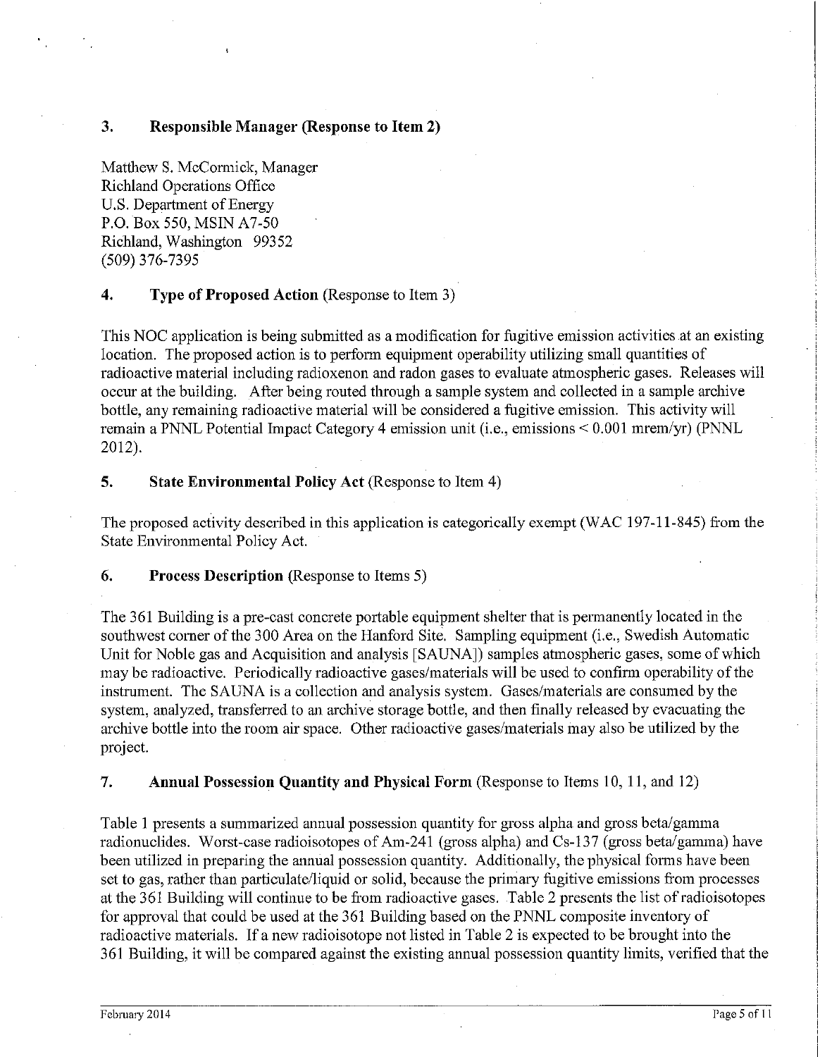## 3. Responsible Manager (Response to Item 2)

Matthew S. McCormick, Manager
Richland Operations Office
U.S. Department of Energy
P.O. Box 550, MSIN A7-50
Richland, Washington 99352
(509) 376-7395

## 4. Type of Proposed Action (Response to Item 3)

This NOC application is being submitted as a modification for fugitive emission activities at an existing location. The proposed action is to perform equipment operability utilizing small quantities of radioactive material including radioxenon and radon gases to evaluate atmospheric gases. Releases will occur at the building. After being routed through a sample system and collected in a sample archive bottle, any remaining radioactive material will be considered a fugitive emission. This activity will remain a PNNL Potential Impact Category 4 emission unit (i.e., emissions < 0.001 mrem/yr) (PNNL 2012).

## 5. State Environmental Policy Act (Response to Item 4)

The proposed activity described in this application is categorically exempt (WAC 197-11-845) from the State Environmental Policy Act.

## 6. Process Description (Response to Items 5)

The 361 Building is a pre-cast concrete portable equipment shelter that is permanently located in the southwest corner of the 300 Area on the Hanford Site. Sampling equipment (i.e., Swedish Automatic Unit for Noble gas and Acquisition and analysis [SAUNA]) samples atmospheric gases, some of which may be radioactive. Periodically radioactive gases/materials will be used to confirm operability of the instrument. The SAUNA is a collection and analysis system. Gases/materials are consumed by the system, analyzed, transferred to an archive storage bottle, and then finally released by evacuating the archive bottle into the room air space. Other radioactive gases/materials may also be utilized by the project.

## 7. Annual Possession Quantity and Physical Form (Response to Items 10, 11, and 12)

Table 1 presents a summarized annual possession quantity for gross alpha and gross beta/gamma radionuclides. Worst-case radioisotopes of Am-241 (gross alpha) and Cs-137 (gross beta/gamma) have been utilized in preparing the annual possession quantity. Additionally, the physical forms have been set to gas, rather than particulate/liquid or solid, because the primary fugitive emissions from processes at the 361 Building will continue to be from radioactive gases. Table 2 presents the list of radioisotopes for approval that could be used at the 361 Building based on the PNNL composite inventory of radioactive materials. If a new radioisotope not listed in Table 2 is expected to be brought into the 361 Building, it will be compared against the existing annual possession quantity limits, verified that the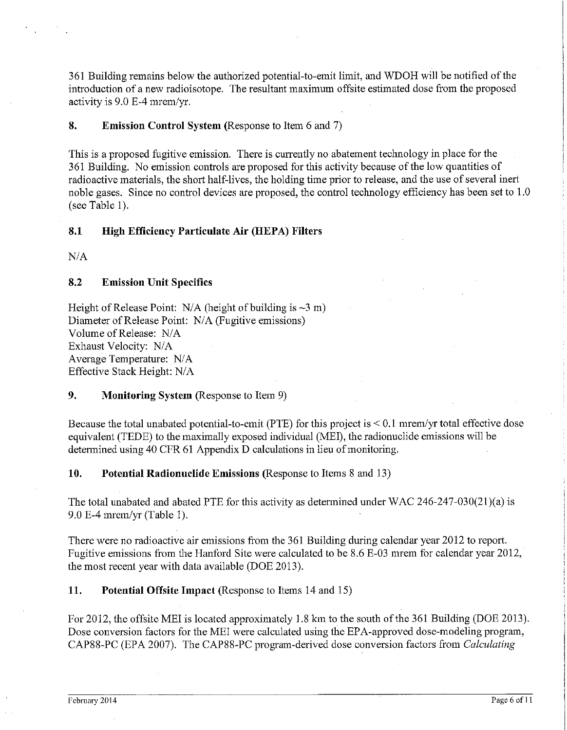361 Building remains below the authorized potential-to-emit limit, and WDOH will be notified of the introduction of a new radioisotope. The resultant maximum offsite estimated dose from the proposed activity is 9.0 E-4 mrem/yr.

## 8. Emission Control System (Response to Item 6 and 7)

This is a proposed fugitive emission. There is currently no abatement technology in place for the 361 Building. No emission controls are proposed for this activity because of the low quantities of radioactive materials, the short half-lives, the holding time prior to release, and the use of several inert noble gases. Since no control devices are proposed, the control technology efficiency has been set to 1.0 (see Table 1).

### 8.1 High Efficiency Particulate Air (HEPA) Filters

N/A

### 8.2 Emission Unit Specifics

Height of Release Point: N/A (height of building is ~3 m)
Diameter of Release Point: N/A (Fugitive emissions)
Volume of Release: N/A
Exhaust Velocity: N/A
Average Temperature: N/A
Effective Stack Height: N/A

## 9. Monitoring System (Response to Item 9)

Because the total unabated potential-to-emit (PTE) for this project is < 0.1 mrem/yr total effective dose equivalent (TEDE) to the maximally exposed individual (MEI), the radionuclide emissions will be determined using 40 CFR 61 Appendix D calculations in lieu of monitoring.

## 10. Potential Radionuclide Emissions (Response to Items 8 and 13)

The total unabated and abated PTE for this activity as determined under WAC 246-247-030(21)(a) is 9.0 E-4 mrem/yr (Table 1).

There were no radioactive air emissions from the 361 Building during calendar year 2012 to report. Fugitive emissions from the Hanford Site were calculated to be 8.6 E-03 mrem for calendar year 2012, the most recent year with data available (DOE 2013).

## 11. Potential Offsite Impact (Response to Items 14 and 15)

For 2012, the offsite MEI is located approximately 1.8 km to the south of the 361 Building (DOE 2013). Dose conversion factors for the MEI were calculated using the EPA-approved dose-modeling program, CAP88-PC (EPA 2007). The CAP88-PC program-derived dose conversion factors from *Calculating*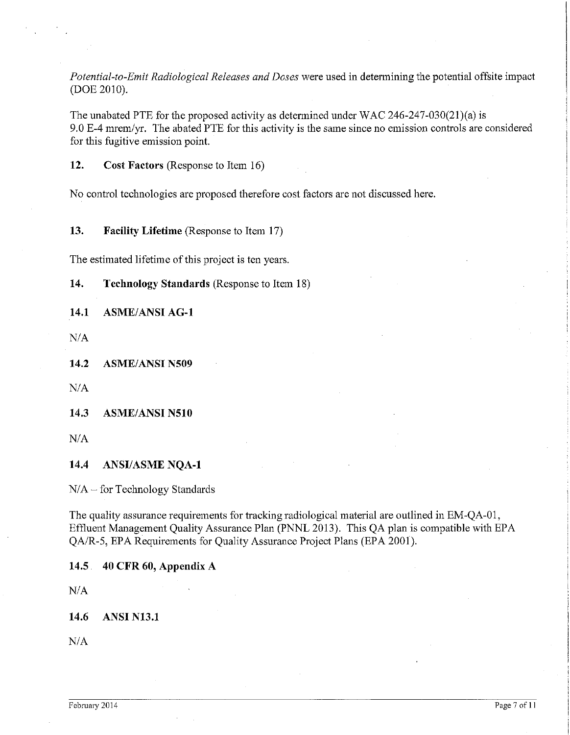*Potential-to-Emit Radiological Releases and Doses* were used in determining the potential offsite impact (DOE 2010).

The unabated PTE for the proposed activity as determined under WAC 246-247-030(21)(a) is 9.0 E-4 mrem/yr. The abated PTE for this activity is the same since no emission controls are considered for this fugitive emission point.

## 12. Cost Factors (Response to Item 16)

No control technologies are proposed therefore cost factors are not discussed here.

## 13. Facility Lifetime (Response to Item 17)

The estimated lifetime of this project is ten years.

## 14. Technology Standards (Response to Item 18)

### 14.1 ASME/ANSI AG-1

N/A

### 14.2 ASME/ANSI N509

N/A

### 14.3 ASME/ANSI N510

N/A

### 14.4 ANSI/ASME NQA-1

N/A – for Technology Standards

The quality assurance requirements for tracking radiological material are outlined in EM-QA-01, Effluent Management Quality Assurance Plan (PNNL 2013). This QA plan is compatible with EPA QA/R-5, EPA Requirements for Quality Assurance Project Plans (EPA 2001).

### 14.5 40 CFR 60, Appendix A

N/A

### 14.6 ANSI N13.1

N/A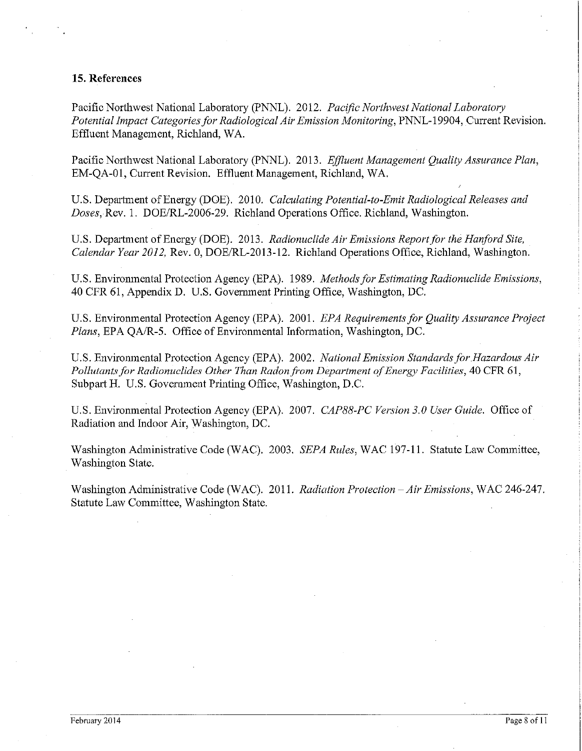## 15. References

Pacific Northwest National Laboratory (PNNL). 2012. *Pacific Northwest National Laboratory Potential Impact Categories for Radiological Air Emission Monitoring*, PNNL-19904, Current Revision. Effluent Management, Richland, WA.

Pacific Northwest National Laboratory (PNNL). 2013. *Effluent Management Quality Assurance Plan*, EM-QA-01, Current Revision. Effluent Management, Richland, WA.

U.S. Department of Energy (DOE). 2010. *Calculating Potential-to-Emit Radiological Releases and Doses*, Rev. 1. DOE/RL-2006-29. Richland Operations Office. Richland, Washington.

U.S. Department of Energy (DOE). 2013. *Radionuclide Air Emissions Report for the Hanford Site, Calendar Year 2012*, Rev. 0, DOE/RL-2013-12. Richland Operations Office, Richland, Washington.

U.S. Environmental Protection Agency (EPA). 1989. *Methods for Estimating Radionuclide Emissions*, 40 CFR 61, Appendix D. U.S. Government Printing Office, Washington, DC.

U.S. Environmental Protection Agency (EPA). 2001. *EPA Requirements for Quality Assurance Project Plans*, EPA QA/R-5. Office of Environmental Information, Washington, DC.

U.S. Environmental Protection Agency (EPA). 2002. *National Emission Standards for Hazardous Air Pollutants for Radionuclides Other Than Radon from Department of Energy Facilities*, 40 CFR 61, Subpart H. U.S. Government Printing Office, Washington, D.C.

U.S. Environmental Protection Agency (EPA). 2007. *CAP88-PC Version 3.0 User Guide*. Office of Radiation and Indoor Air, Washington, DC.

Washington Administrative Code (WAC). 2003. *SEPA Rules*, WAC 197-11. Statute Law Committee, Washington State.

Washington Administrative Code (WAC). 2011. *Radiation Protection – Air Emissions*, WAC 246-247. Statute Law Committee, Washington State.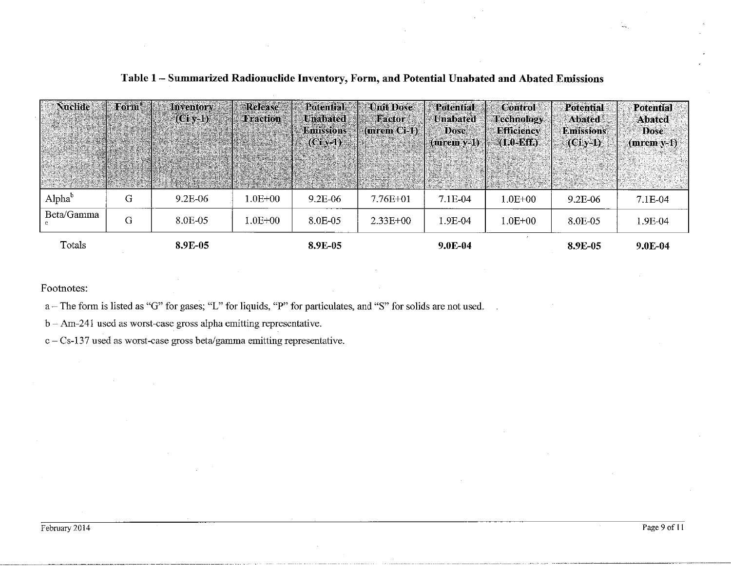### Table 1 – Summarized Radionuclide Inventory, Form, and Potential Unabated and Abated Emissions

| Nuclide | Form[a] | Inventory (Ci y-1) | Release Fraction | Potential Unabated Emissions (Ci y-1) | Unit Dose Factor (mrem Ci-1) | Potential Unabated Dose (mrem y-1) | Control Technology Efficiency (1.0-Eff.) | Potential Abated Emissions (Ci y-1) | Potential Abated Dose (mrem y-1) |
|---|---|---|---|---|---|---|---|---|---|
| Alpha[b] | G | 9.2E-06 | 1.0E+00 | 9.2E-06 | 7.76E+01 | 7.1E-04 | 1.0E+00 | 9.2E-06 | 7.1E-04 |
| Beta/Gamma[c] | G | 8.0E-05 | 1.0E+00 | 8.0E-05 | 2.33E+00 | 1.9E-04 | 1.0E+00 | 8.0E-05 | 1.9E-04 |
| Totals | | **8.9E-05** | | **8.9E-05** | | **9.0E-04** | | **8.9E-05** | **9.0E-04** |

Footnotes:

a – The form is listed as "G" for gases; "L" for liquids, "P" for particulates, and "S" for solids are not used.

b – Am-241 used as worst-case gross alpha emitting representative.

c – Cs-137 used as worst-case gross beta/gamma emitting representative.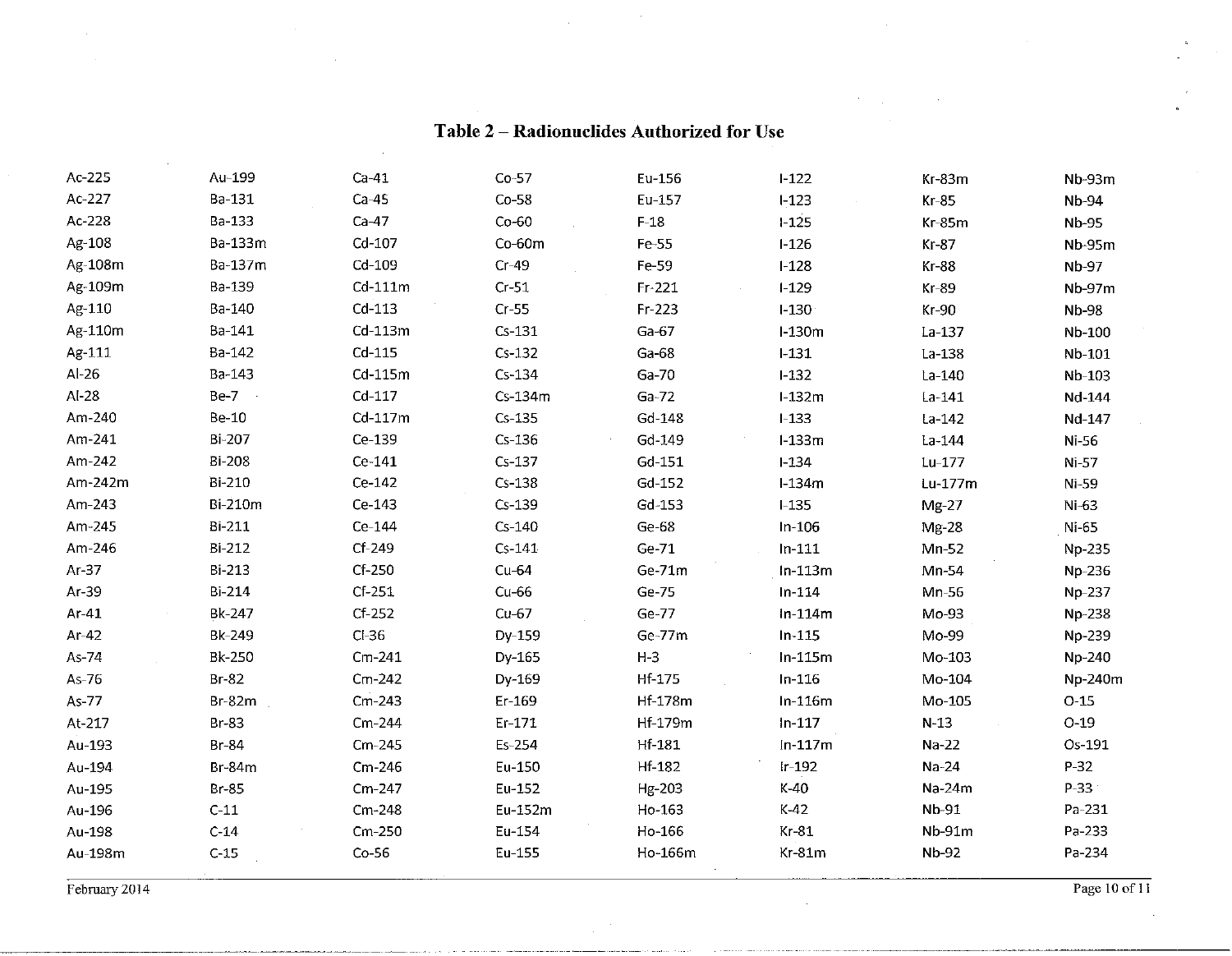# Table 2 – Radionuclides Authorized for Use

| | | | | | | | |
|---|---|---|---|---|---|---|---|
| Ac-225 | Au-199 | Ca-41 | Co-57 | Eu-156 | I-122 | Kr-83m | Nb-93m |
| Ac-227 | Ba-131 | Ca-45 | Co-58 | Eu-157 | I-123 | Kr-85 | Nb-94 |
| Ac-228 | Ba-133 | Ca-47 | Co-60 | F-18 | I-125 | Kr-85m | Nb-95 |
| Ag-108 | Ba-133m | Cd-107 | Co-60m | Fe-55 | I-126 | Kr-87 | Nb-95m |
| Ag-108m | Ba-137m | Cd-109 | Cr-49 | Fe-59 | I-128 | Kr-88 | Nb-97 |
| Ag-109m | Ba-139 | Cd-111m | Cr-51 | Fr-221 | I-129 | Kr-89 | Nb-97m |
| Ag-110 | Ba-140 | Cd-113 | Cr-55 | Fr-223 | I-130 | Kr-90 | Nb-98 |
| Ag-110m | Ba-141 | Cd-113m | Cs-131 | Ga-67 | I-130m | La-137 | Nb-100 |
| Ag-111 | Ba-142 | Cd-115 | Cs-132 | Ga-68 | I-131 | La-138 | Nb-101 |
| Al-26 | Ba-143 | Cd-115m | Cs-134 | Ga-70 | I-132 | La-140 | Nb-103 |
| Al-28 | Be-7 | Cd-117 | Cs-134m | Ga-72 | I-132m | La-141 | Nd-144 |
| Am-240 | Be-10 | Cd-117m | Cs-135 | Gd-148 | I-133 | La-142 | Nd-147 |
| Am-241 | Bi-207 | Ce-139 | Cs-136 | Gd-149 | I-133m | La-144 | Ni-56 |
| Am-242 | Bi-208 | Ce-141 | Cs-137 | Gd-151 | I-134 | Lu-177 | Ni-57 |
| Am-242m | Bi-210 | Ce-142 | Cs-138 | Gd-152 | I-134m | Lu-177m | Ni-59 |
| Am-243 | Bi-210m | Ce-143 | Cs-139 | Gd-153 | I-135 | Mg-27 | Ni-63 |
| Am-245 | Bi-211 | Ce-144 | Cs-140 | Ge-68 | In-106 | Mg-28 | Ni-65 |
| Am-246 | Bi-212 | Cf-249 | Cs-141 | Ge-71 | In-111 | Mn-52 | Np-235 |
| Ar-37 | Bi-213 | Cf-250 | Cu-64 | Ge-71m | In-113m | Mn-54 | Np-236 |
| Ar-39 | Bi-214 | Cf-251 | Cu-66 | Ge-75 | In-114 | Mn-56 | Np-237 |
| Ar-41 | Bk-247 | Cf-252 | Cu-67 | Ge-77 | In-114m | Mo-93 | Np-238 |
| Ar-42 | Bk-249 | Cl-36 | Dy-159 | Ge-77m | In-115 | Mo-99 | Np-239 |
| As-74 | Bk-250 | Cm-241 | Dy-165 | H-3 | In-115m | Mo-103 | Np-240 |
| As-76 | Br-82 | Cm-242 | Dy-169 | Hf-175 | In-116 | Mo-104 | Np-240m |
| As-77 | Br-82m | Cm-243 | Er-169 | Hf-178m | In-116m | Mo-105 | O-15 |
| At-217 | Br-83 | Cm-244 | Er-171 | Hf-179m | In-117 | N-13 | O-19 |
| Au-193 | Br-84 | Cm-245 | Es-254 | Hf-181 | In-117m | Na-22 | Os-191 |
| Au-194 | Br-84m | Cm-246 | Eu-150 | Hf-182 | Ir-192 | Na-24 | P-32 |
| Au-195 | Br-85 | Cm-247 | Eu-152 | Hg-203 | K-40 | Na-24m | P-33 |
| Au-196 | C-11 | Cm-248 | Eu-152m | Ho-163 | K-42 | Nb-91 | Pa-231 |
| Au-198 | C-14 | Cm-250 | Eu-154 | Ho-166 | Kr-81 | Nb-91m | Pa-233 |
| Au-198m | C-15 | Co-56 | Eu-155 | Ho-166m | Kr-81m | Nb-92 | Pa-234 |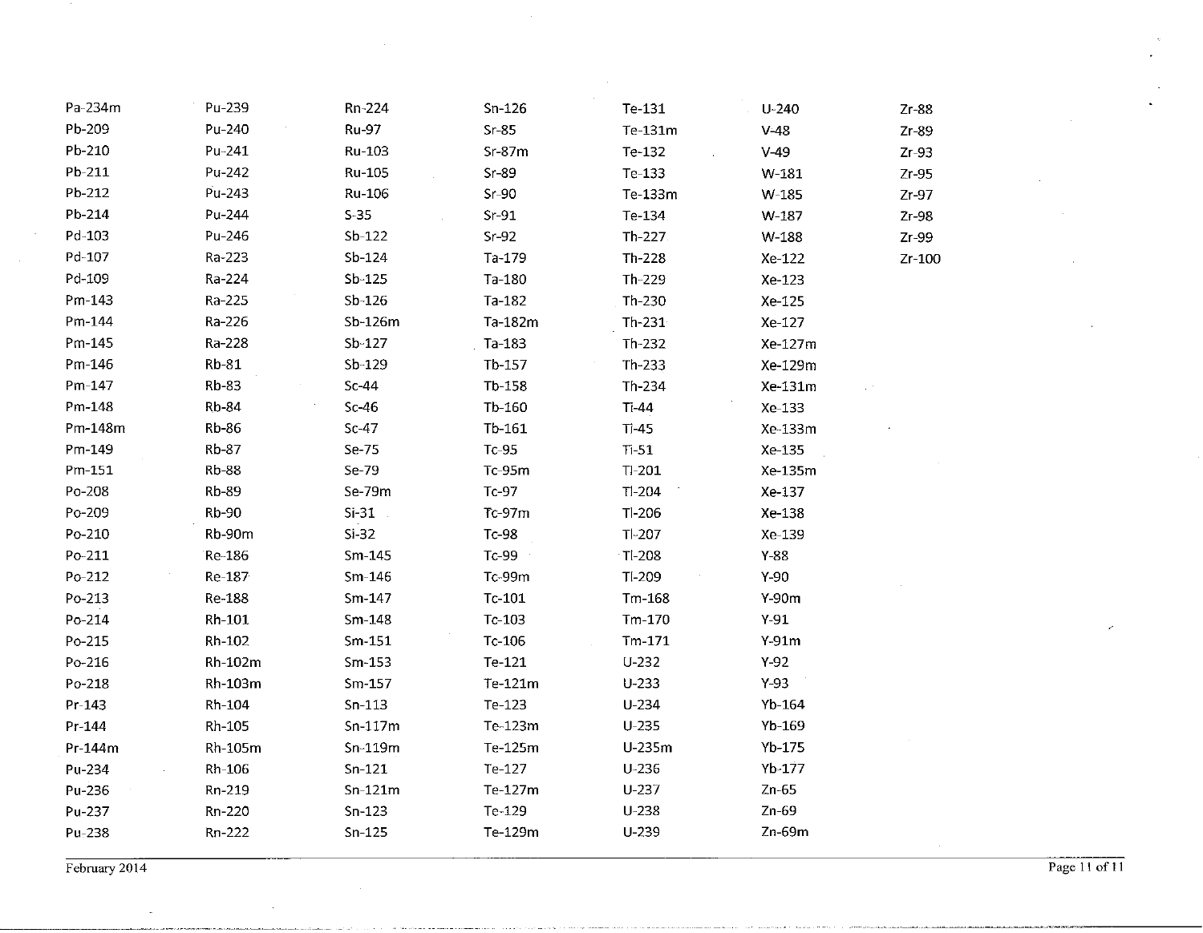Pa-234m
Pb-209
Pb-210
Pb-211
Pb-212
Pb-214
Pd-103
Pd-107
Pd-109
Pm-143
Pm-144
Pm-145
Pm-146
Pm-147
Pm-148
Pm-148m
Pm-149
Pm-151
Po-208
Po-209
Po-210
Po-211
Po-212
Po-213
Po-214
Po-215
Po-216
Po-218
Pr-143
Pr-144
Pr-144m
Pu-234
Pu-236
Pu-237
Pu-238
Pu-239
Pu-240
Pu-241
Pu-242
Pu-243
Pu-244
Pu-246
Ra-223
Ra-224
Ra-225
Ra-226
Ra-228
Rb-81
Rb-83
Rb-84
Rb-86
Rb-87
Rb-88
Rb-89
Rb-90
Rb-90m
Re-186
Re-187
Re-188
Rh-101
Rh-102
Rh-102m
Rh-103m
Rh-104
Rh-105
Rh-105m
Rh-106
Rn-219
Rn-220
Rn-222
Rn-224
Ru-97
Ru-103
Ru-105
Ru-106
S-35
Sb-122
Sb-124
Sb-125
Sb-126
Sb-126m
Sb-127
Sb-129
Sc-44
Sc-46
Sc-47
Se-75
Se-79
Se-79m
Si-31
Si-32
Sm-145
Sm-146
Sm-147
Sm-148
Sm-151
Sm-153
Sm-157
Sn-113
Sn-117m
Sn-119m
Sn-121
Sn-121m
Sn-123
Sn-125
Sn-126
Sr-85
Sr-87m
Sr-89
Sr-90
Sr-91
Sr-92
Ta-179
Ta-180
Ta-182
Ta-182m
Ta-183
Tb-157
Tb-158
Tb-160
Tb-161
Tc-95
Tc-95m
Tc-97
Tc-97m
Tc-98
Tc-99
Tc-99m
Tc-101
Tc-103
Tc-106
Te-121
Te-121m
Te-123
Te-123m
Te-125m
Te-127
Te-127m
Te-129
Te-129m
Te-131
Te-131m
Te-132
Te-133
Te-133m
Te-134
Th-227
Th-228
Th-229
Th-230
Th-231
Th-232
Th-233
Th-234
Ti-44
Ti-45
Ti-51
Tl-201
Tl-204
Tl-206
Tl-207
Tl-208
Tl-209
Tm-168
Tm-170
Tm-171
U-232
U-233
U-234
U-235
U-235m
U-236
U-237
U-238
U-239
U-240
V-48
V-49
W-181
W-185
W-187
W-188
Xe-122
Xe-123
Xe-125
Xe-127
Xe-127m
Xe-129m
Xe-131m
Xe-133
Xe-133m
Xe-135
Xe-135m
Xe-137
Xe-138
Xe-139
Y-88
Y-90
Y-90m
Y-91
Y-91m
Y-92
Y-93
Yb-164
Yb-169
Yb-175
Yb-177
Zn-65
Zn-69
Zn-69m
Zr-88
Zr-89
Zr-93
Zr-95
Zr-97
Zr-98
Zr-99
Zr-100

February 2014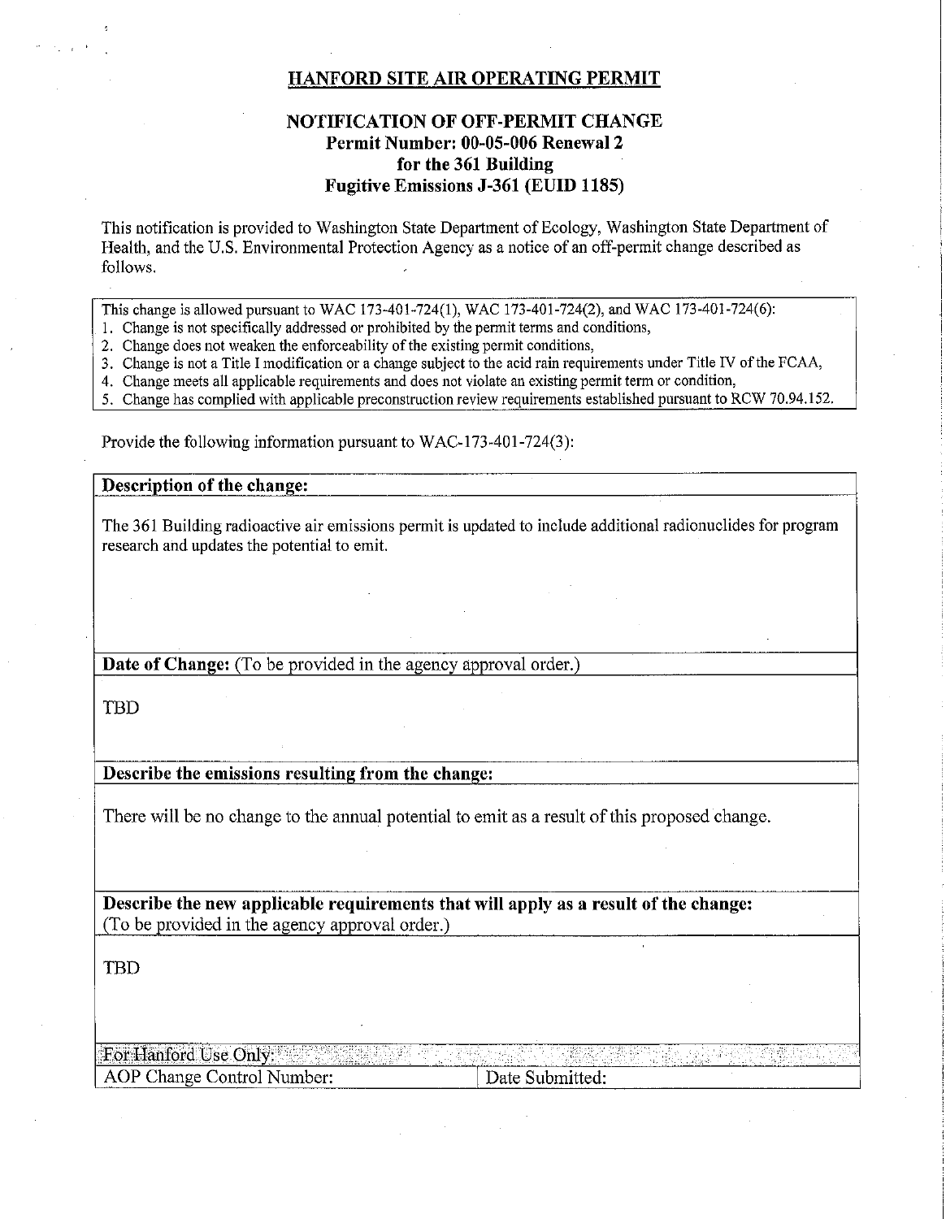# HANFORD SITE AIR OPERATING PERMIT

## NOTIFICATION OF OFF-PERMIT CHANGE
**Permit Number: 00-05-006 Renewal 2**
**for the 361 Building**
**Fugitive Emissions J-361 (EUID 1185)**

This notification is provided to Washington State Department of Ecology, Washington State Department of Health, and the U.S. Environmental Protection Agency as a notice of an off-permit change described as follows.

This change is allowed pursuant to WAC 173-401-724(1), WAC 173-401-724(2), and WAC 173-401-724(6):

1. Change is not specifically addressed or prohibited by the permit terms and conditions,
2. Change does not weaken the enforceability of the existing permit conditions,
3. Change is not a Title I modification or a change subject to the acid rain requirements under Title IV of the FCAA,
4. Change meets all applicable requirements and does not violate an existing permit term or condition,
5. Change has complied with applicable preconstruction review requirements established pursuant to RCW 70.94.152.

Provide the following information pursuant to WAC-173-401-724(3):

**Description of the change:**

The 361 Building radioactive air emissions permit is updated to include additional radionuclides for program research and updates the potential to emit.

**Date of Change:** (To be provided in the agency approval order.)

TBD

**Describe the emissions resulting from the change:**

There will be no change to the annual potential to emit as a result of this proposed change.

**Describe the new applicable requirements that will apply as a result of the change:**
(To be provided in the agency approval order.)

TBD

| For Hanford Use Only: | |
|---|---|
| AOP Change Control Number: | Date Submitted: |